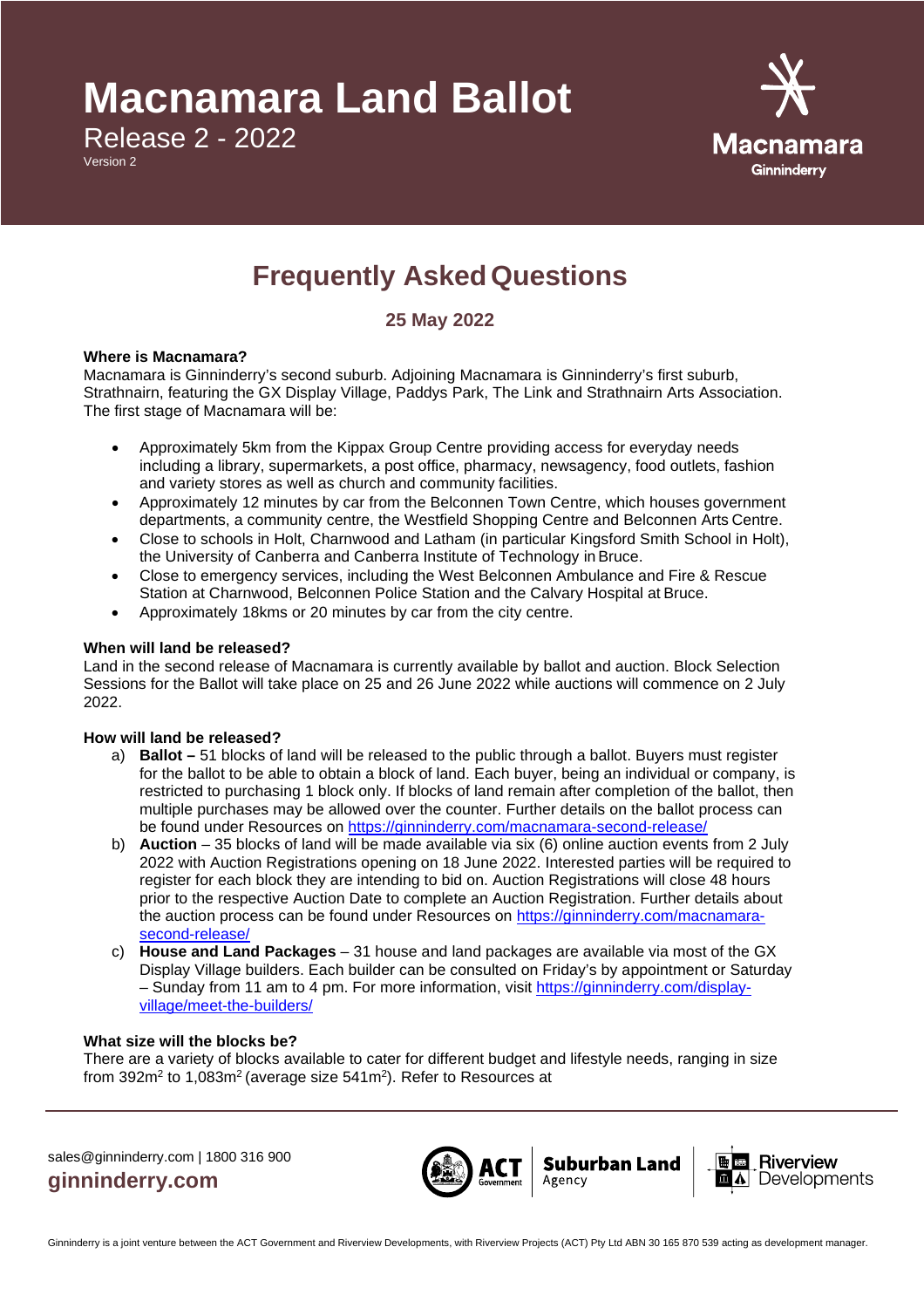# Macnamara Land Ballot

Release 2 - 2022

Version 2

## Frequently Asked Questions

### 25 May 2022

**Where is Macnamara?**

Macnamara is Ginninderry's second suburb. Adjoining Macnamara is Ginninderry's first suburb, Strathnairn, featuring the GX Display Village, Paddys Park, The Link and Strathnairn Arts Association. The first stage of Macnamara will be:

- Approximately 5km from the Kippax Group Centre providing access for everyday needs including a library, supermarkets, a post office, pharmacy, newsagency, food outlets, fashion and variety stores as well as church and community facilities.
- Approximately 12 minutes by car from the Belconnen Town Centre, which houses government departments, a community centre, the Westfield Shopping Centre and Belconnen Arts Centre.
- Close to schools in Holt, Charnwood and Latham (in particular Kingsford Smith School in Holt), the University of Canberra and Canberra Institute of Technology in Bruce.
- Close to emergency services, including the West Belconnen Ambulance and Fire & Rescue Station at Charnwood, Belconnen Police Station and the Calvary Hospital at Bruce.
- Approximately 18kms or 20 minutes by car from the city centre.

**When will land be released?**

Land in the second release of Macnamara is currently available by ballot and auction. Block Selection Sessions for the Ballot will take place on 25 and 26 June 2022 while auctions will commence on 2 July 2022.

**How will land be released?**

a) **Ballot –** 51 blocks of land will be released to the public through a ballot. Buyers must register for the ballot to be able to obtain a block of land. Each buyer, being an individual or company, is restricted to purchasing 1 block only. If blocks of land remain after completion of the ballot, then multiple purchases may be allowed over the counter. Further details on the ballot process can be found under Resources on https://ginninderry.com/macnamara-second-release/

b) **Auction** – 35 blocks of land will be made available via six (6) online auction events from 2 July 2022 with Auction Registrations opening on 18 June 2022. Interested parties will be required to register for each block they are intending to bid on. Auction Registrations will close 48 hours prior to the respective Auction Date to complete an Auction Registration. Further details about the auction process can be found under Resources on https://ginninderry.com/macnamara-second-release/

c) **House and Land Packages** – 31 house and land packages are available via most of the GX Display Village builders. Each builder can be consulted on Friday's by appointment or Saturday – Sunday from 11 am to 4 pm. For more information, visit https://ginninderry.com/display-village/meet-the-builders/

**What size will the blocks be?**

There are a variety of blocks available to cater for different budget and lifestyle needs, ranging in size from 392m$^2$ to 1,083m$^2$ (average size 541m$^2$). Refer to Resources at

sales@ginninderry.com | 1800 316 900

ginninderry.com

Ginninderry is a joint venture between the ACT Government and Riverview Developments, with Riverview Projects (ACT) Pty Ltd ABN 30 165 870 539 acting as development manager.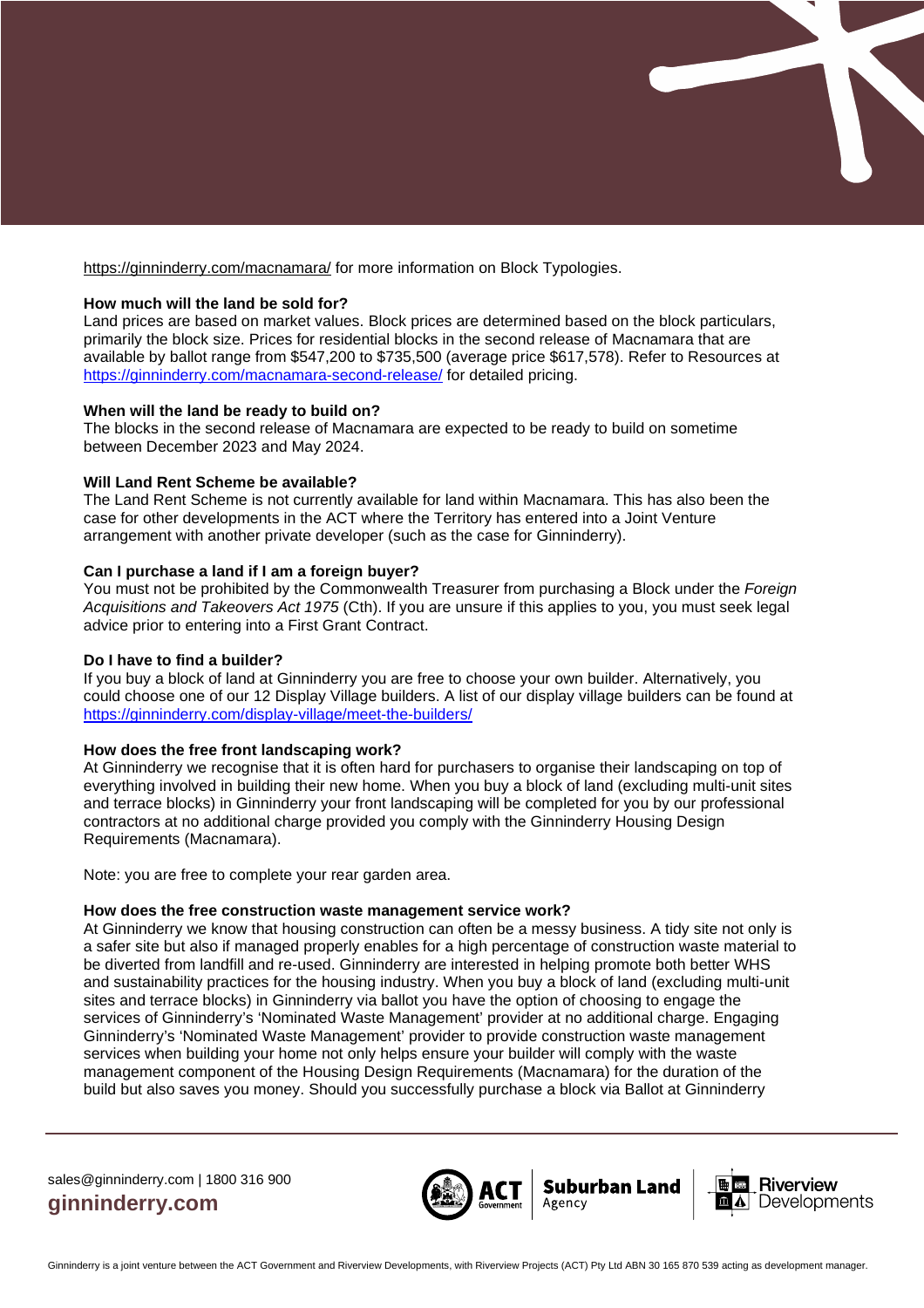https://ginninderry.com/macnamara/ for more information on Block Typologies.

**How much will the land be sold for?**

Land prices are based on market values. Block prices are determined based on the block particulars, primarily the block size. Prices for residential blocks in the second release of Macnamara that are available by ballot range from $547,200 to $735,500 (average price $617,578). Refer to Resources at https://ginninderry.com/macnamara-second-release/ for detailed pricing.

**When will the land be ready to build on?**

The blocks in the second release of Macnamara are expected to be ready to build on sometime between December 2023 and May 2024.

**Will Land Rent Scheme be available?**

The Land Rent Scheme is not currently available for land within Macnamara. This has also been the case for other developments in the ACT where the Territory has entered into a Joint Venture arrangement with another private developer (such as the case for Ginninderry).

**Can I purchase a land if I am a foreign buyer?**

You must not be prohibited by the Commonwealth Treasurer from purchasing a Block under the *Foreign Acquisitions and Takeovers Act 1975* (Cth). If you are unsure if this applies to you, you must seek legal advice prior to entering into a First Grant Contract.

**Do I have to find a builder?**

If you buy a block of land at Ginninderry you are free to choose your own builder. Alternatively, you could choose one of our 12 Display Village builders. A list of our display village builders can be found at https://ginninderry.com/display-village/meet-the-builders/

**How does the free front landscaping work?**

At Ginninderry we recognise that it is often hard for purchasers to organise their landscaping on top of everything involved in building their new home. When you buy a block of land (excluding multi-unit sites and terrace blocks) in Ginninderry your front landscaping will be completed for you by our professional contractors at no additional charge provided you comply with the Ginninderry Housing Design Requirements (Macnamara).

Note: you are free to complete your rear garden area.

**How does the free construction waste management service work?**

At Ginninderry we know that housing construction can often be a messy business. A tidy site not only is a safer site but also if managed properly enables for a high percentage of construction waste material to be diverted from landfill and re-used. Ginninderry are interested in helping promote both better WHS and sustainability practices for the housing industry. When you buy a block of land (excluding multi-unit sites and terrace blocks) in Ginninderry via ballot you have the option of choosing to engage the services of Ginninderry's 'Nominated Waste Management' provider at no additional charge. Engaging Ginninderry's 'Nominated Waste Management' provider to provide construction waste management services when building your home not only helps ensure your builder will comply with the waste management component of the Housing Design Requirements (Macnamara) for the duration of the build but also saves you money. Should you successfully purchase a block via Ballot at Ginninderry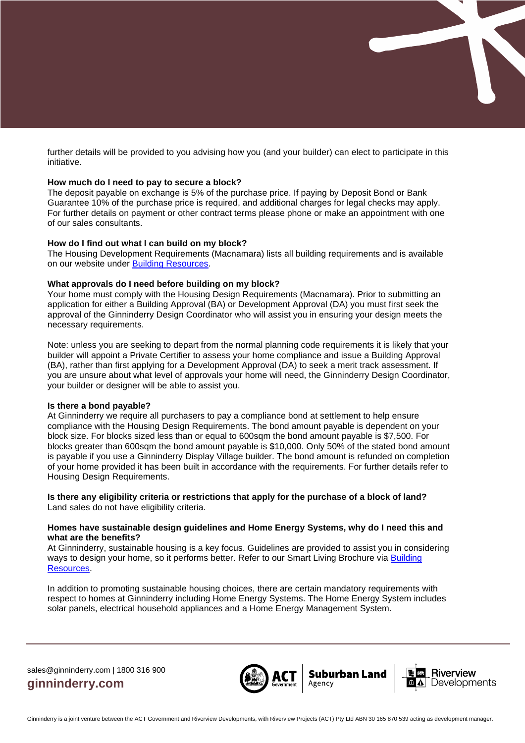further details will be provided to you advising how you (and your builder) can elect to participate in this initiative.

**How much do I need to pay to secure a block?**
The deposit payable on exchange is 5% of the purchase price. If paying by Deposit Bond or Bank Guarantee 10% of the purchase price is required, and additional charges for legal checks may apply. For further details on payment or other contract terms please phone or make an appointment with one of our sales consultants.

**How do I find out what I can build on my block?**
The Housing Development Requirements (Macnamara) lists all building requirements and is available on our website under Building Resources.

**What approvals do I need before building on my block?**
Your home must comply with the Housing Design Requirements (Macnamara). Prior to submitting an application for either a Building Approval (BA) or Development Approval (DA) you must first seek the approval of the Ginninderry Design Coordinator who will assist you in ensuring your design meets the necessary requirements.

Note: unless you are seeking to depart from the normal planning code requirements it is likely that your builder will appoint a Private Certifier to assess your home compliance and issue a Building Approval (BA), rather than first applying for a Development Approval (DA) to seek a merit track assessment. If you are unsure about what level of approvals your home will need, the Ginninderry Design Coordinator, your builder or designer will be able to assist you.

**Is there a bond payable?**
At Ginninderry we require all purchasers to pay a compliance bond at settlement to help ensure compliance with the Housing Design Requirements. The bond amount payable is dependent on your block size. For blocks sized less than or equal to 600sqm the bond amount payable is $7,500. For blocks greater than 600sqm the bond amount payable is $10,000. Only 50% of the stated bond amount is payable if you use a Ginninderry Display Village builder. The bond amount is refunded on completion of your home provided it has been built in accordance with the requirements. For further details refer to Housing Design Requirements.

**Is there any eligibility criteria or restrictions that apply for the purchase of a block of land?**
Land sales do not have eligibility criteria.

**Homes have sustainable design guidelines and Home Energy Systems, why do I need this and what are the benefits?**
At Ginninderry, sustainable housing is a key focus. Guidelines are provided to assist you in considering ways to design your home, so it performs better. Refer to our Smart Living Brochure via Building Resources.

In addition to promoting sustainable housing choices, there are certain mandatory requirements with respect to homes at Ginninderry including Home Energy Systems. The Home Energy System includes solar panels, electrical household appliances and a Home Energy Management System.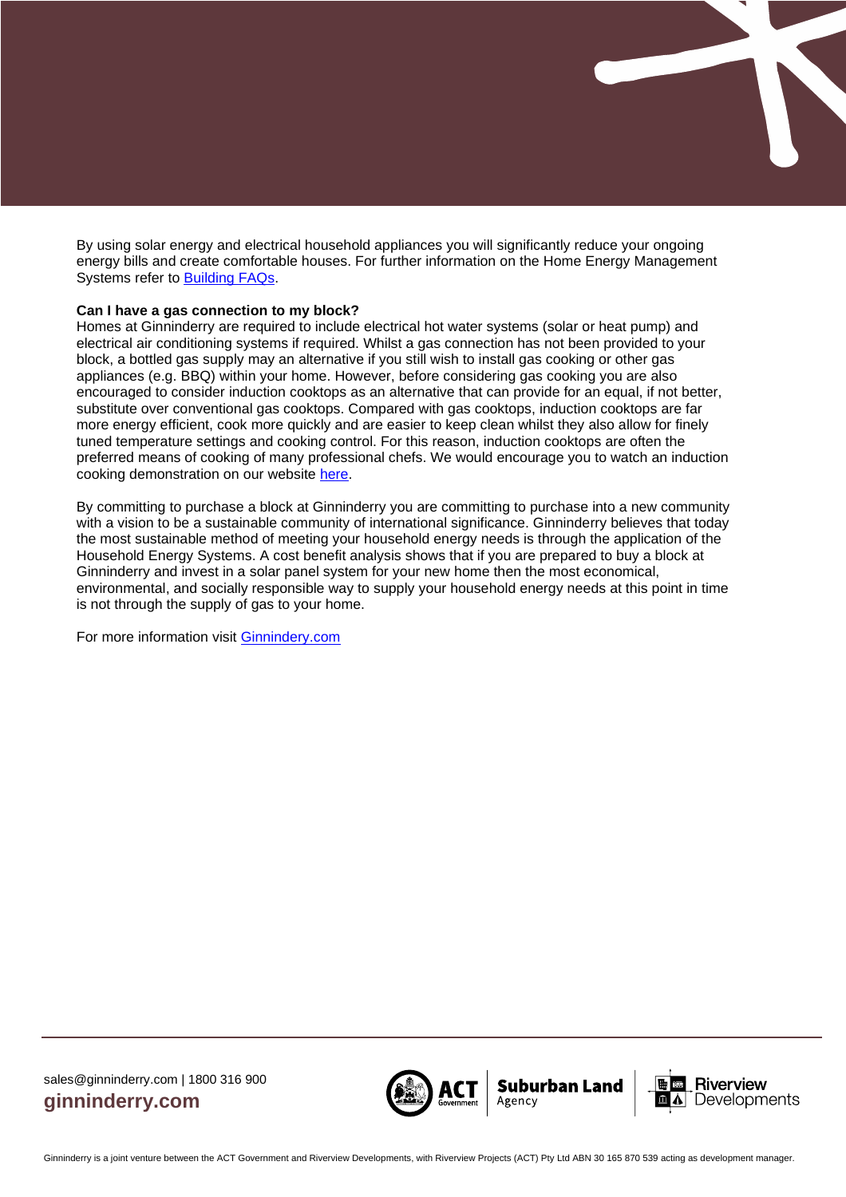By using solar energy and electrical household appliances you will significantly reduce your ongoing energy bills and create comfortable houses. For further information on the Home Energy Management Systems refer to [Building FAQs](#).

**Can I have a gas connection to my block?**

Homes at Ginninderry are required to include electrical hot water systems (solar or heat pump) and electrical air conditioning systems if required. Whilst a gas connection has not been provided to your block, a bottled gas supply may an alternative if you still wish to install gas cooking or other gas appliances (e.g. BBQ) within your home. However, before considering gas cooking you are also encouraged to consider induction cooktops as an alternative that can provide for an equal, if not better, substitute over conventional gas cooktops. Compared with gas cooktops, induction cooktops are far more energy efficient, cook more quickly and are easier to keep clean whilst they also allow for finely tuned temperature settings and cooking control. For this reason, induction cooktops are often the preferred means of cooking of many professional chefs. We would encourage you to watch an induction cooking demonstration on our website [here](#).

By committing to purchase a block at Ginninderry you are committing to purchase into a new community with a vision to be a sustainable community of international significance. Ginninderry believes that today the most sustainable method of meeting your household energy needs is through the application of the Household Energy Systems. A cost benefit analysis shows that if you are prepared to buy a block at Ginninderry and invest in a solar panel system for your new home then the most economical, environmental, and socially responsible way to supply your household energy needs at this point in time is not through the supply of gas to your home.

For more information visit [Ginnindery.com](#)

sales@ginninderry.com | 1800 316 900

**ginninderry.com**

ACT Government | Suburban Land Agency | Riverview Developments

Ginninderry is a joint venture between the ACT Government and Riverview Developments, with Riverview Projects (ACT) Pty Ltd ABN 30 165 870 539 acting as development manager.